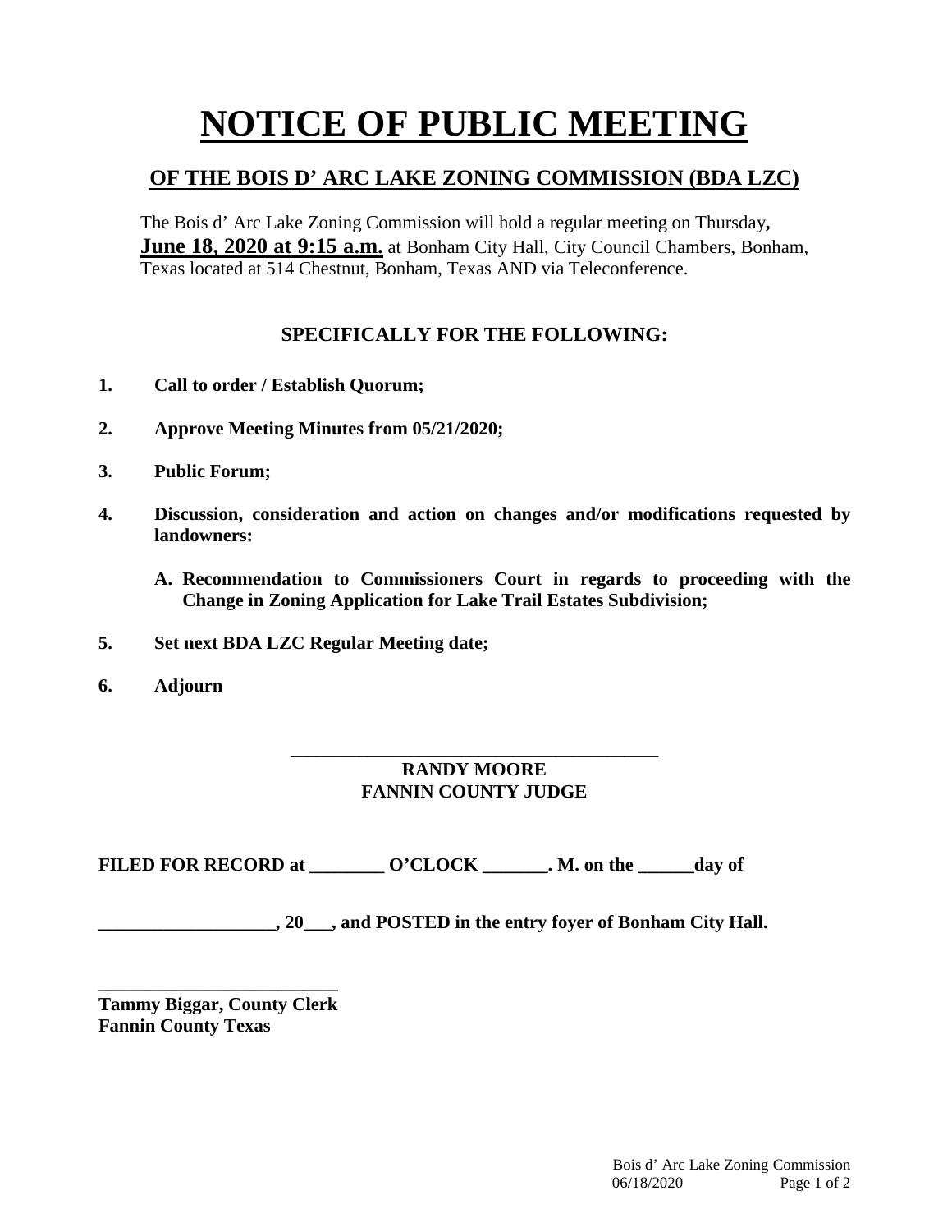# NOTICE OF PUBLIC MEETING

## OF THE BOIS D' ARC LAKE ZONING COMMISSION (BDA LZC)

The Bois d' Arc Lake Zoning Commission will hold a regular meeting on Thursday**,** **June 18, 2020 at 9:15 a.m.** at Bonham City Hall, City Council Chambers, Bonham, Texas located at 514 Chestnut, Bonham, Texas AND via Teleconference.

### SPECIFICALLY FOR THE FOLLOWING:

1. **Call to order / Establish Quorum;**
2. **Approve Meeting Minutes from 05/21/2020;**
3. **Public Forum;**
4. **Discussion, consideration and action on changes and/or modifications requested by landowners:**
   - **A. Recommendation to Commissioners Court in regards to proceeding with the Change in Zoning Application for Lake Trail Estates Subdivision;**
5. **Set next BDA LZC Regular Meeting date;**
6. **Adjourn**

_________________________________________

**RANDY MOORE**
**FANNIN COUNTY JUDGE**

**FILED FOR RECORD at ________ O'CLOCK _______. M. on the ______day of**

**___________________, 20___, and POSTED in the entry foyer of Bonham City Hall.**

__________________________

**Tammy Biggar, County Clerk**
**Fannin County Texas**

Bois d' Arc Lake Zoning Commission
06/18/2020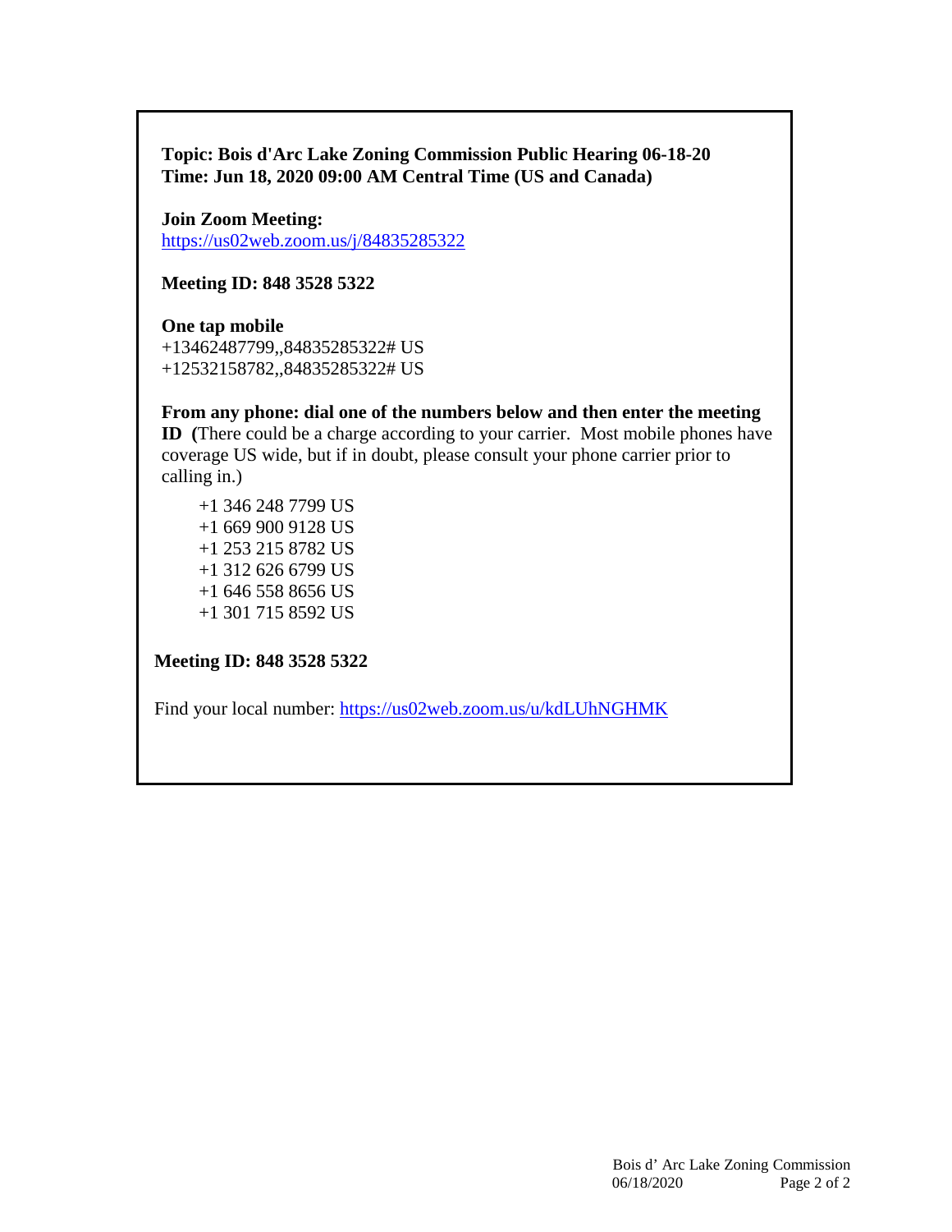**Topic: Bois d'Arc Lake Zoning Commission Public Hearing 06-18-20**
**Time: Jun 18, 2020 09:00 AM Central Time (US and Canada)**

**Join Zoom Meeting:**
https://us02web.zoom.us/j/84835285322

**Meeting ID: 848 3528 5322**

**One tap mobile**
+13462487799,,84835285322# US
+12532158782,,84835285322# US

**From any phone: dial one of the numbers below and then enter the meeting ID (**There could be a charge according to your carrier. Most mobile phones have coverage US wide, but if in doubt, please consult your phone carrier prior to calling in.)

+1 346 248 7799 US
+1 669 900 9128 US
+1 253 215 8782 US
+1 312 626 6799 US
+1 646 558 8656 US
+1 301 715 8592 US

**Meeting ID: 848 3528 5322**

Find your local number: https://us02web.zoom.us/u/kdLUhNGHMK